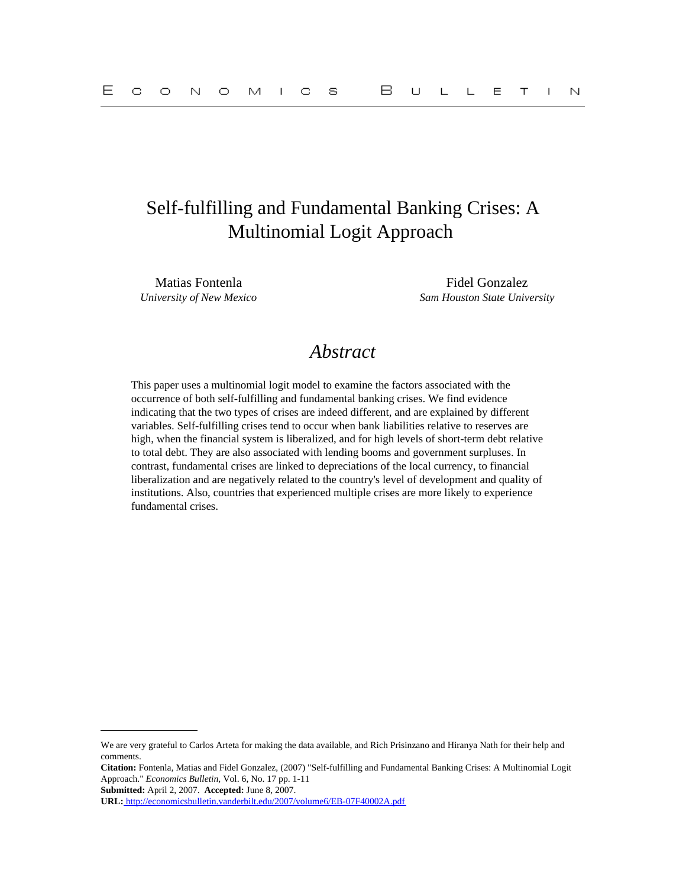# Self-fulfilling and Fundamental Banking Crises: A Multinomial Logit Approach

Matias Fontenla
*University of New Mexico*

Fidel Gonzalez
*Sam Houston State University*

## *Abstract*

This paper uses a multinomial logit model to examine the factors associated with the occurrence of both self-fulfilling and fundamental banking crises. We find evidence indicating that the two types of crises are indeed different, and are explained by different variables. Self-fulfilling crises tend to occur when bank liabilities relative to reserves are high, when the financial system is liberalized, and for high levels of short-term debt relative to total debt. They are also associated with lending booms and government surpluses. In contrast, fundamental crises are linked to depreciations of the local currency, to financial liberalization and are negatively related to the country's level of development and quality of institutions. Also, countries that experienced multiple crises are more likely to experience fundamental crises.

---

We are very grateful to Carlos Arteta for making the data available, and Rich Prisinzano and Hiranya Nath for their help and comments.

**Citation:** Fontenla, Matias and Fidel Gonzalez, (2007) "Self-fulfilling and Fundamental Banking Crises: A Multinomial Logit Approach." *Economics Bulletin,* Vol. 6, No. 17 pp. 1-11

**Submitted:** April 2, 2007. **Accepted:** June 8, 2007.

**URL:** http://economicsbulletin.vanderbilt.edu/2007/volume6/EB-07F40002A.pdf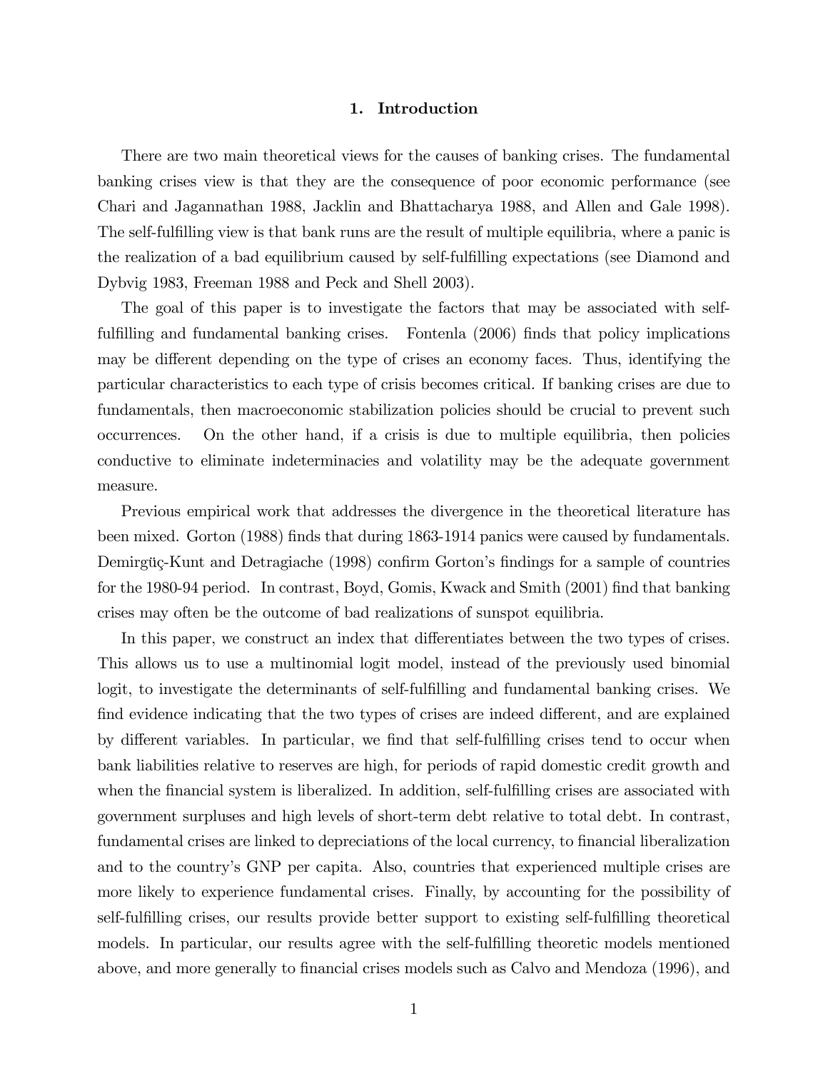## 1. Introduction

There are two main theoretical views for the causes of banking crises. The fundamental banking crises view is that they are the consequence of poor economic performance (see Chari and Jagannathan 1988, Jacklin and Bhattacharya 1988, and Allen and Gale 1998). The self-fulfilling view is that bank runs are the result of multiple equilibria, where a panic is the realization of a bad equilibrium caused by self-fulfilling expectations (see Diamond and Dybvig 1983, Freeman 1988 and Peck and Shell 2003).

The goal of this paper is to investigate the factors that may be associated with self-fulfilling and fundamental banking crises. Fontenla (2006) finds that policy implications may be different depending on the type of crises an economy faces. Thus, identifying the particular characteristics to each type of crisis becomes critical. If banking crises are due to fundamentals, then macroeconomic stabilization policies should be crucial to prevent such occurrences. On the other hand, if a crisis is due to multiple equilibria, then policies conductive to eliminate indeterminacies and volatility may be the adequate government measure.

Previous empirical work that addresses the divergence in the theoretical literature has been mixed. Gorton (1988) finds that during 1863-1914 panics were caused by fundamentals. Demirgüç-Kunt and Detragiache (1998) confirm Gorton's findings for a sample of countries for the 1980-94 period. In contrast, Boyd, Gomis, Kwack and Smith (2001) find that banking crises may often be the outcome of bad realizations of sunspot equilibria.

In this paper, we construct an index that differentiates between the two types of crises. This allows us to use a multinomial logit model, instead of the previously used binomial logit, to investigate the determinants of self-fulfilling and fundamental banking crises. We find evidence indicating that the two types of crises are indeed different, and are explained by different variables. In particular, we find that self-fulfilling crises tend to occur when bank liabilities relative to reserves are high, for periods of rapid domestic credit growth and when the financial system is liberalized. In addition, self-fulfilling crises are associated with government surpluses and high levels of short-term debt relative to total debt. In contrast, fundamental crises are linked to depreciations of the local currency, to financial liberalization and to the country's GNP per capita. Also, countries that experienced multiple crises are more likely to experience fundamental crises. Finally, by accounting for the possibility of self-fulfilling crises, our results provide better support to existing self-fulfilling theoretical models. In particular, our results agree with the self-fulfilling theoretic models mentioned above, and more generally to financial crises models such as Calvo and Mendoza (1996), and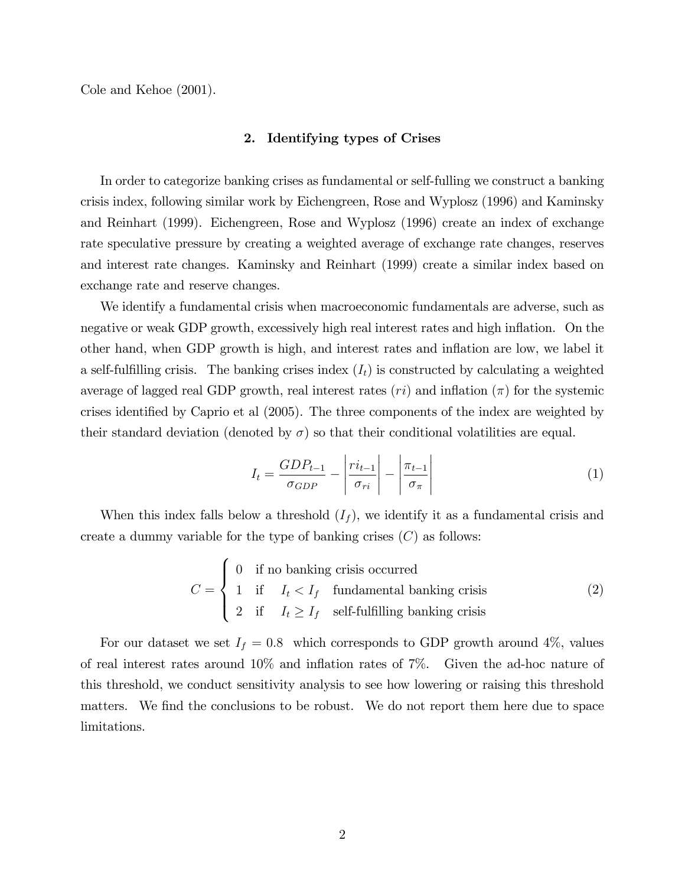Cole and Kehoe (2001).

## 2. Identifying types of Crises

In order to categorize banking crises as fundamental or self-fulling we construct a banking crisis index, following similar work by Eichengreen, Rose and Wyplosz (1996) and Kaminsky and Reinhart (1999). Eichengreen, Rose and Wyplosz (1996) create an index of exchange rate speculative pressure by creating a weighted average of exchange rate changes, reserves and interest rate changes. Kaminsky and Reinhart (1999) create a similar index based on exchange rate and reserve changes.

We identify a fundamental crisis when macroeconomic fundamentals are adverse, such as negative or weak GDP growth, excessively high real interest rates and high inflation. On the other hand, when GDP growth is high, and interest rates and inflation are low, we label it a self-fulfilling crisis. The banking crises index ($I_t$) is constructed by calculating a weighted average of lagged real GDP growth, real interest rates ($ri$) and inflation ($\pi$) for the systemic crises identified by Caprio et al (2005). The three components of the index are weighted by their standard deviation (denoted by $\sigma$) so that their conditional volatilities are equal.

$$I_t = \frac{GDP_{t-1}}{\sigma_{GDP}} - \left| \frac{ri_{t-1}}{\sigma_{ri}} \right| - \left| \frac{\pi_{t-1}}{\sigma_{\pi}} \right| \tag{1}$$

When this index falls below a threshold ($I_f$), we identify it as a fundamental crisis and create a dummy variable for the type of banking crises ($C$) as follows:

$$C = \begin{cases} 0 & \text{if no banking crisis occurred} \\ 1 & \text{if} \quad I_t < I_f \quad \text{fundamental banking crisis} \\ 2 & \text{if} \quad I_t \geq I_f \quad \text{self-fulfilling banking crisis} \end{cases} \tag{2}$$

For our dataset we set $I_f = 0.8$ which corresponds to GDP growth around 4%, values of real interest rates around 10% and inflation rates of 7%. Given the ad-hoc nature of this threshold, we conduct sensitivity analysis to see how lowering or raising this threshold matters. We find the conclusions to be robust. We do not report them here due to space limitations.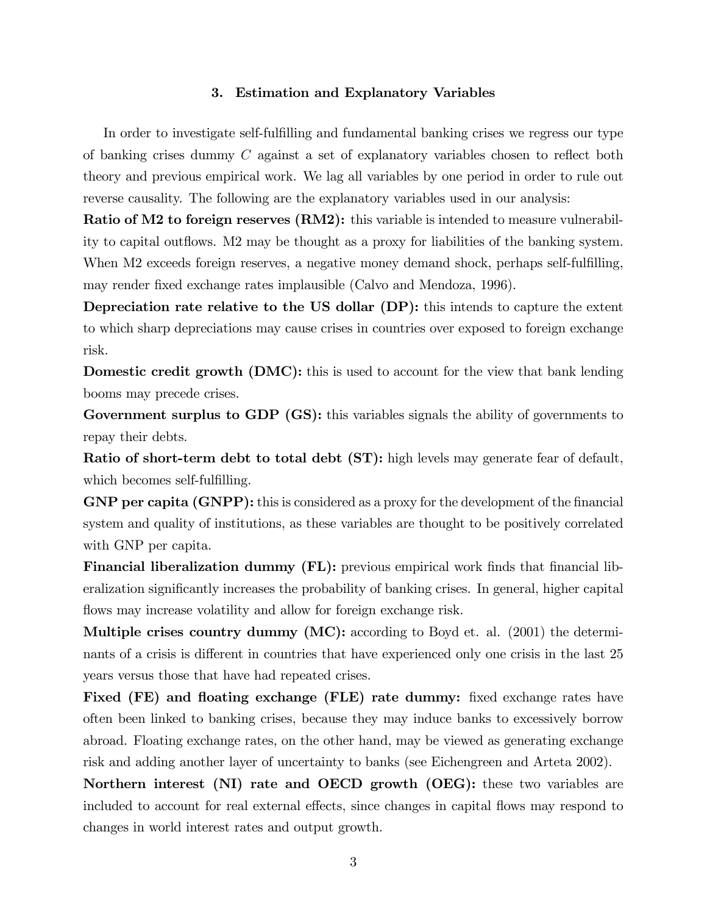## 3. Estimation and Explanatory Variables

In order to investigate self-fulfilling and fundamental banking crises we regress our type of banking crises dummy $C$ against a set of explanatory variables chosen to reflect both theory and previous empirical work. We lag all variables by one period in order to rule out reverse causality. The following are the explanatory variables used in our analysis:

**Ratio of M2 to foreign reserves (RM2):** this variable is intended to measure vulnerability to capital outflows. M2 may be thought as a proxy for liabilities of the banking system. When M2 exceeds foreign reserves, a negative money demand shock, perhaps self-fulfilling, may render fixed exchange rates implausible (Calvo and Mendoza, 1996).

**Depreciation rate relative to the US dollar (DP):** this intends to capture the extent to which sharp depreciations may cause crises in countries over exposed to foreign exchange risk.

**Domestic credit growth (DMC):** this is used to account for the view that bank lending booms may precede crises.

**Government surplus to GDP (GS):** this variables signals the ability of governments to repay their debts.

**Ratio of short-term debt to total debt (ST):** high levels may generate fear of default, which becomes self-fulfilling.

**GNP per capita (GNPP):** this is considered as a proxy for the development of the financial system and quality of institutions, as these variables are thought to be positively correlated with GNP per capita.

**Financial liberalization dummy (FL):** previous empirical work finds that financial liberalization significantly increases the probability of banking crises. In general, higher capital flows may increase volatility and allow for foreign exchange risk.

**Multiple crises country dummy (MC):** according to Boyd et. al. (2001) the determinants of a crisis is different in countries that have experienced only one crisis in the last 25 years versus those that have had repeated crises.

**Fixed (FE) and floating exchange (FLE) rate dummy:** fixed exchange rates have often been linked to banking crises, because they may induce banks to excessively borrow abroad. Floating exchange rates, on the other hand, may be viewed as generating exchange risk and adding another layer of uncertainty to banks (see Eichengreen and Arteta 2002).

**Northern interest (NI) rate and OECD growth (OEG):** these two variables are included to account for real external effects, since changes in capital flows may respond to changes in world interest rates and output growth.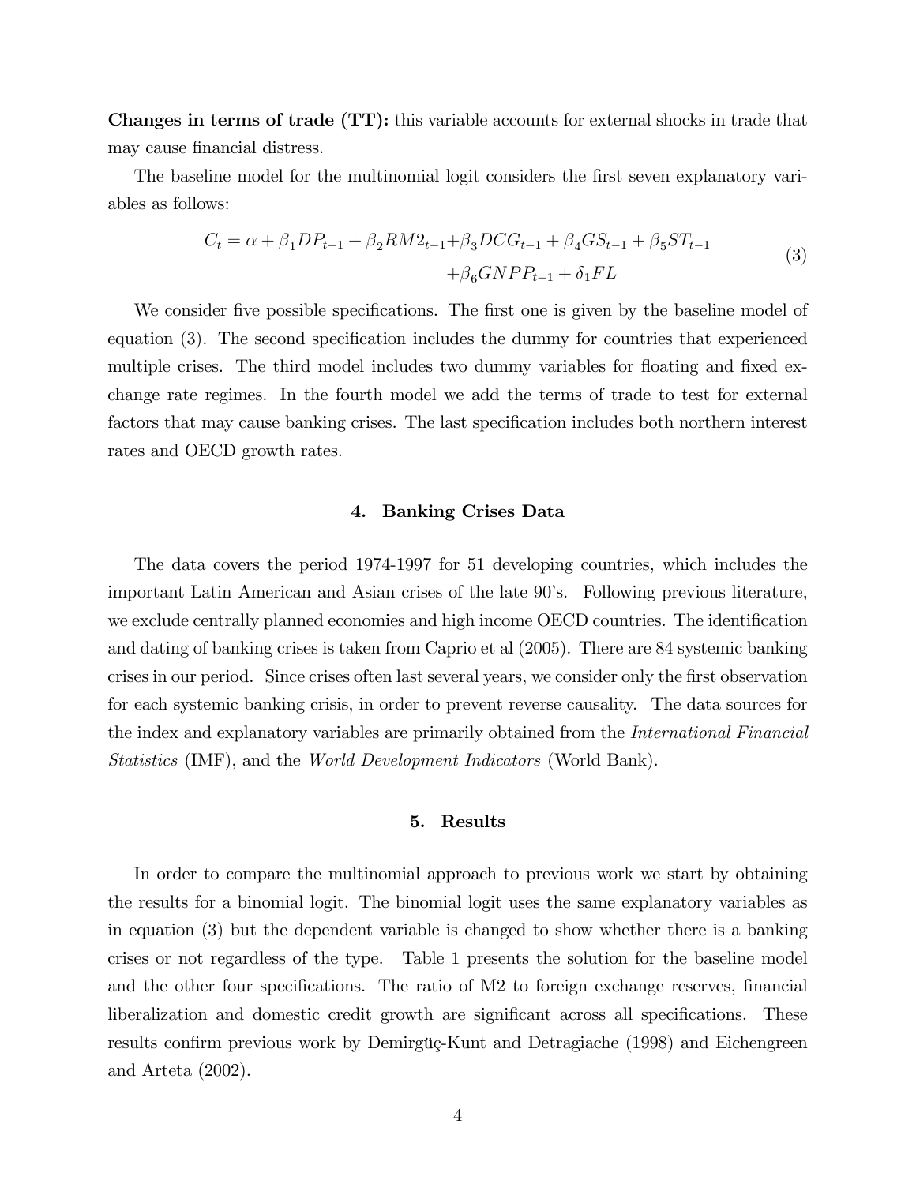**Changes in terms of trade (TT):** this variable accounts for external shocks in trade that may cause financial distress.

The baseline model for the multinomial logit considers the first seven explanatory variables as follows:

$$
\begin{aligned}
C_t = \alpha + \beta_1 DP_{t-1} + \beta_2 RM2_{t-1} + \beta_3 DCG_{t-1} + \beta_4 GS_{t-1} + \beta_5 ST_{t-1} \\
+ \beta_6 GNPP_{t-1} + \delta_1 FL
\end{aligned}
\tag{3}
$$

We consider five possible specifications. The first one is given by the baseline model of equation (3). The second specification includes the dummy for countries that experienced multiple crises. The third model includes two dummy variables for floating and fixed exchange rate regimes. In the fourth model we add the terms of trade to test for external factors that may cause banking crises. The last specification includes both northern interest rates and OECD growth rates.

## 4. Banking Crises Data

The data covers the period 1974-1997 for 51 developing countries, which includes the important Latin American and Asian crises of the late 90's. Following previous literature, we exclude centrally planned economies and high income OECD countries. The identification and dating of banking crises is taken from Caprio et al (2005). There are 84 systemic banking crises in our period. Since crises often last several years, we consider only the first observation for each systemic banking crisis, in order to prevent reverse causality. The data sources for the index and explanatory variables are primarily obtained from the *International Financial Statistics* (IMF), and the *World Development Indicators* (World Bank).

## 5. Results

In order to compare the multinomial approach to previous work we start by obtaining the results for a binomial logit. The binomial logit uses the same explanatory variables as in equation (3) but the dependent variable is changed to show whether there is a banking crises or not regardless of the type. Table 1 presents the solution for the baseline model and the other four specifications. The ratio of M2 to foreign exchange reserves, financial liberalization and domestic credit growth are significant across all specifications. These results confirm previous work by Demirgüç-Kunt and Detragiache (1998) and Eichengreen and Arteta (2002).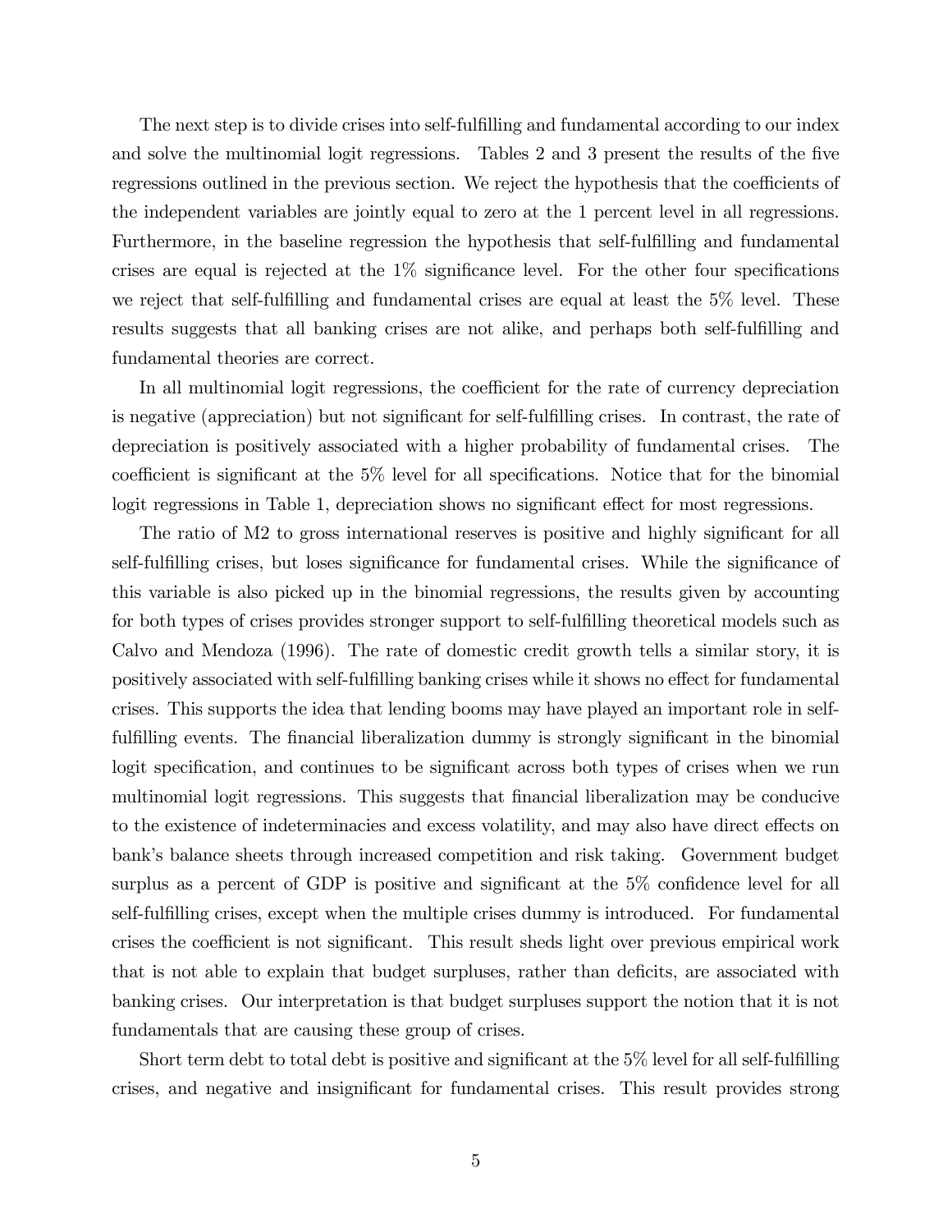The next step is to divide crises into self-fulfilling and fundamental according to our index and solve the multinomial logit regressions. Tables 2 and 3 present the results of the five regressions outlined in the previous section. We reject the hypothesis that the coefficients of the independent variables are jointly equal to zero at the 1 percent level in all regressions. Furthermore, in the baseline regression the hypothesis that self-fulfilling and fundamental crises are equal is rejected at the 1% significance level. For the other four specifications we reject that self-fulfilling and fundamental crises are equal at least the 5% level. These results suggests that all banking crises are not alike, and perhaps both self-fulfilling and fundamental theories are correct.

In all multinomial logit regressions, the coefficient for the rate of currency depreciation is negative (appreciation) but not significant for self-fulfilling crises. In contrast, the rate of depreciation is positively associated with a higher probability of fundamental crises. The coefficient is significant at the 5% level for all specifications. Notice that for the binomial logit regressions in Table 1, depreciation shows no significant effect for most regressions.

The ratio of M2 to gross international reserves is positive and highly significant for all self-fulfilling crises, but loses significance for fundamental crises. While the significance of this variable is also picked up in the binomial regressions, the results given by accounting for both types of crises provides stronger support to self-fulfilling theoretical models such as Calvo and Mendoza (1996). The rate of domestic credit growth tells a similar story, it is positively associated with self-fulfilling banking crises while it shows no effect for fundamental crises. This supports the idea that lending booms may have played an important role in self-fulfilling events. The financial liberalization dummy is strongly significant in the binomial logit specification, and continues to be significant across both types of crises when we run multinomial logit regressions. This suggests that financial liberalization may be conducive to the existence of indeterminacies and excess volatility, and may also have direct effects on bank's balance sheets through increased competition and risk taking. Government budget surplus as a percent of GDP is positive and significant at the 5% confidence level for all self-fulfilling crises, except when the multiple crises dummy is introduced. For fundamental crises the coefficient is not significant. This result sheds light over previous empirical work that is not able to explain that budget surpluses, rather than deficits, are associated with banking crises. Our interpretation is that budget surpluses support the notion that it is not fundamentals that are causing these group of crises.

Short term debt to total debt is positive and significant at the 5% level for all self-fulfilling crises, and negative and insignificant for fundamental crises. This result provides strong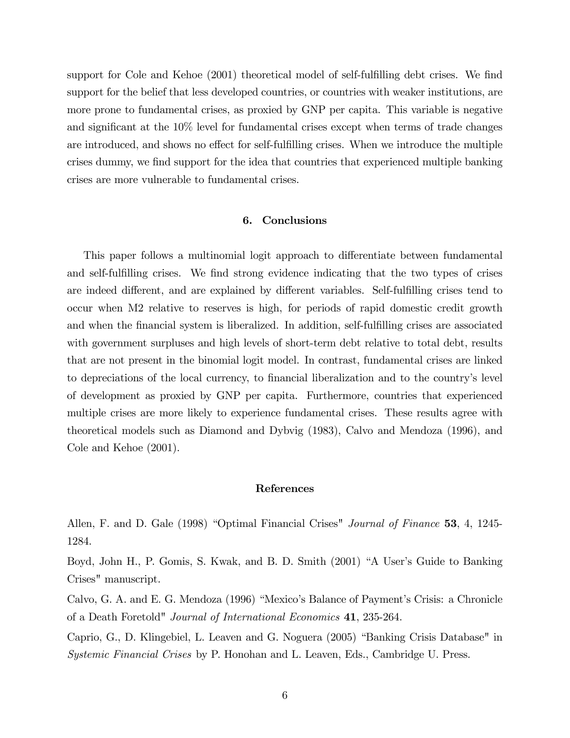support for Cole and Kehoe (2001) theoretical model of self-fulfilling debt crises. We find support for the belief that less developed countries, or countries with weaker institutions, are more prone to fundamental crises, as proxied by GNP per capita. This variable is negative and significant at the 10% level for fundamental crises except when terms of trade changes are introduced, and shows no effect for self-fulfilling crises. When we introduce the multiple crises dummy, we find support for the idea that countries that experienced multiple banking crises are more vulnerable to fundamental crises.

## 6. Conclusions

This paper follows a multinomial logit approach to differentiate between fundamental and self-fulfilling crises. We find strong evidence indicating that the two types of crises are indeed different, and are explained by different variables. Self-fulfilling crises tend to occur when M2 relative to reserves is high, for periods of rapid domestic credit growth and when the financial system is liberalized. In addition, self-fulfilling crises are associated with government surpluses and high levels of short-term debt relative to total debt, results that are not present in the binomial logit model. In contrast, fundamental crises are linked to depreciations of the local currency, to financial liberalization and to the country's level of development as proxied by GNP per capita. Furthermore, countries that experienced multiple crises are more likely to experience fundamental crises. These results agree with theoretical models such as Diamond and Dybvig (1983), Calvo and Mendoza (1996), and Cole and Kehoe (2001).

## References

Allen, F. and D. Gale (1998) "Optimal Financial Crises" *Journal of Finance* **53**, 4, 1245-1284.

Boyd, John H., P. Gomis, S. Kwak, and B. D. Smith (2001) "A User's Guide to Banking Crises" manuscript.

Calvo, G. A. and E. G. Mendoza (1996) "Mexico's Balance of Payment's Crisis: a Chronicle of a Death Foretold" *Journal of International Economics* **41**, 235-264.

Caprio, G., D. Klingebiel, L. Leaven and G. Noguera (2005) "Banking Crisis Database" in *Systemic Financial Crises* by P. Honohan and L. Leaven, Eds., Cambridge U. Press.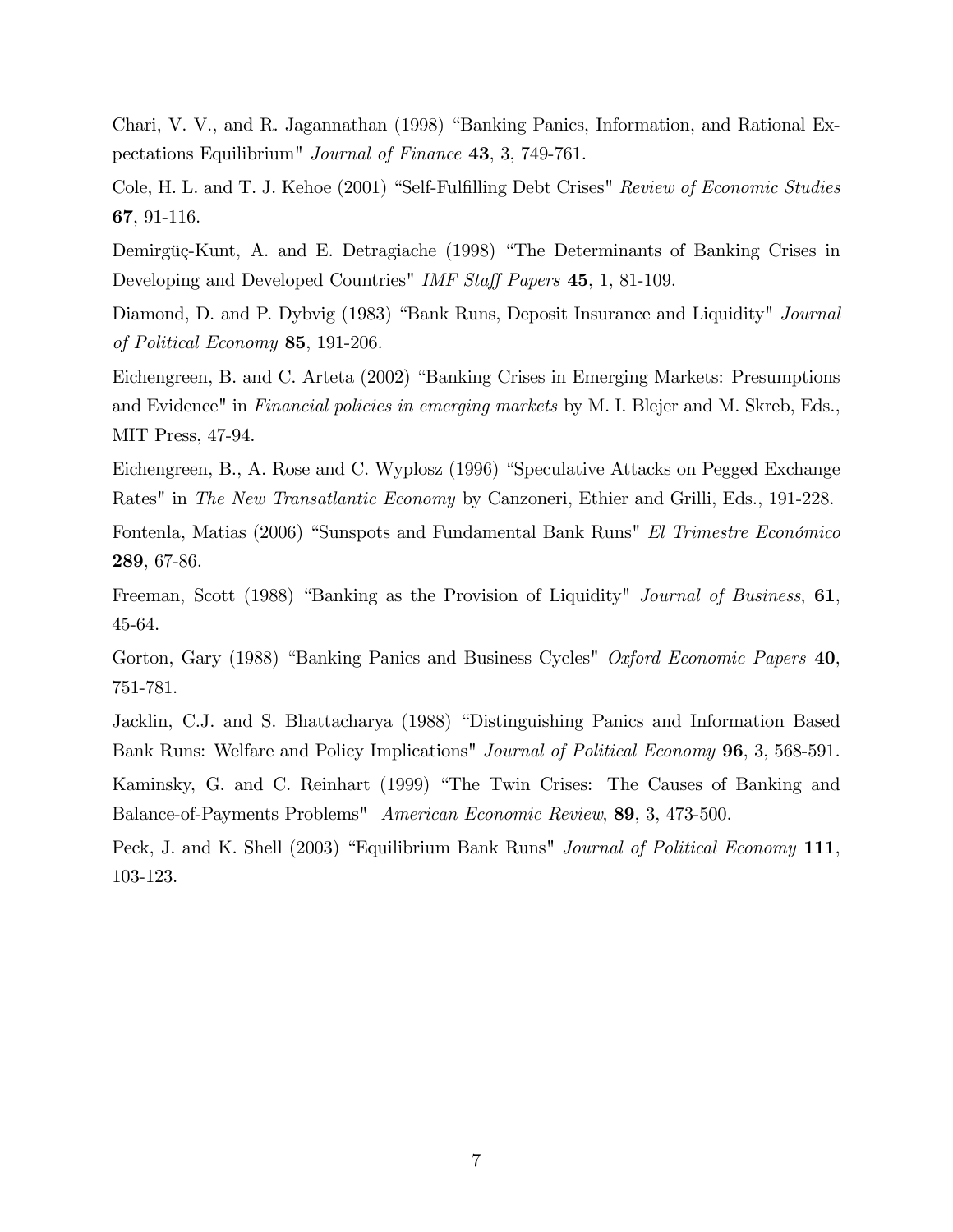Chari, V. V., and R. Jagannathan (1998) "Banking Panics, Information, and Rational Expectations Equilibrium" *Journal of Finance* **43**, 3, 749-761.

Cole, H. L. and T. J. Kehoe (2001) "Self-Fulfilling Debt Crises" *Review of Economic Studies* **67**, 91-116.

Demirgüç-Kunt, A. and E. Detragiache (1998) "The Determinants of Banking Crises in Developing and Developed Countries" *IMF Staff Papers* **45**, 1, 81-109.

Diamond, D. and P. Dybvig (1983) "Bank Runs, Deposit Insurance and Liquidity" *Journal of Political Economy* **85**, 191-206.

Eichengreen, B. and C. Arteta (2002) "Banking Crises in Emerging Markets: Presumptions and Evidence" in *Financial policies in emerging markets* by M. I. Blejer and M. Skreb, Eds., MIT Press, 47-94.

Eichengreen, B., A. Rose and C. Wyplosz (1996) "Speculative Attacks on Pegged Exchange Rates" in *The New Transatlantic Economy* by Canzoneri, Ethier and Grilli, Eds., 191-228.

Fontenla, Matias (2006) "Sunspots and Fundamental Bank Runs" *El Trimestre Económico* **289**, 67-86.

Freeman, Scott (1988) "Banking as the Provision of Liquidity" *Journal of Business*, **61**, 45-64.

Gorton, Gary (1988) "Banking Panics and Business Cycles" *Oxford Economic Papers* **40**, 751-781.

Jacklin, C.J. and S. Bhattacharya (1988) "Distinguishing Panics and Information Based Bank Runs: Welfare and Policy Implications" *Journal of Political Economy* **96**, 3, 568-591.

Kaminsky, G. and C. Reinhart (1999) "The Twin Crises: The Causes of Banking and Balance-of-Payments Problems" *American Economic Review*, **89**, 3, 473-500.

Peck, J. and K. Shell (2003) "Equilibrium Bank Runs" *Journal of Political Economy* **111**, 103-123.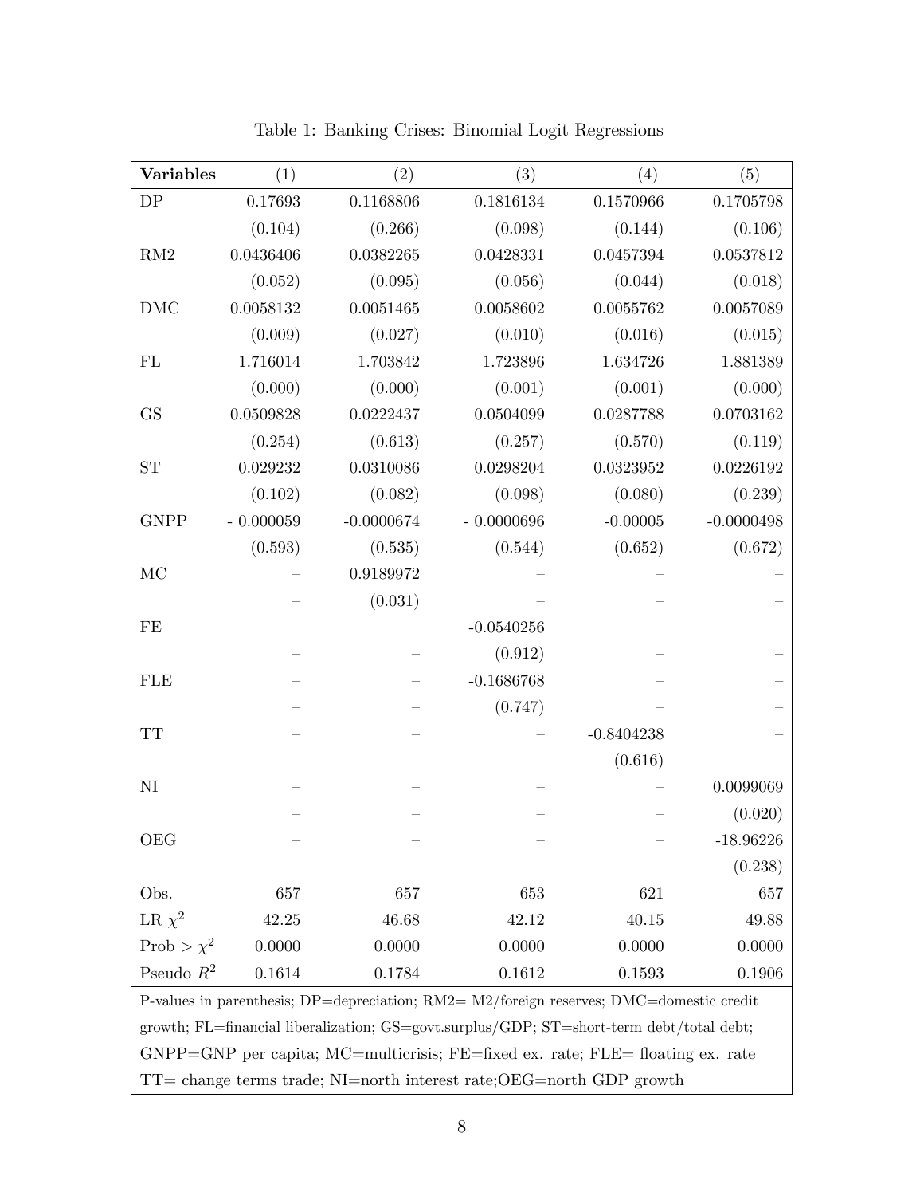Table 1: Banking Crises: Binomial Logit Regressions

| **Variables** | (1) | (2) | (3) | (4) | (5) |
|---|---|---|---|---|---|
| DP | 0.17693 | 0.1168806 | 0.1816134 | 0.1570966 | 0.1705798 |
| | (0.104) | (0.266) | (0.098) | (0.144) | (0.106) |
| RM2 | 0.0436406 | 0.0382265 | 0.0428331 | 0.0457394 | 0.0537812 |
| | (0.052) | (0.095) | (0.056) | (0.044) | (0.018) |
| DMC | 0.0058132 | 0.0051465 | 0.0058602 | 0.0055762 | 0.0057089 |
| | (0.009) | (0.027) | (0.010) | (0.016) | (0.015) |
| FL | 1.716014 | 1.703842 | 1.723896 | 1.634726 | 1.881389 |
| | (0.000) | (0.000) | (0.001) | (0.001) | (0.000) |
| GS | 0.0509828 | 0.0222437 | 0.0504099 | 0.0287788 | 0.0703162 |
| | (0.254) | (0.613) | (0.257) | (0.570) | (0.119) |
| ST | 0.029232 | 0.0310086 | 0.0298204 | 0.0323952 | 0.0226192 |
| | (0.102) | (0.082) | (0.098) | (0.080) | (0.239) |
| GNPP | - 0.000059 | -0.0000674 | - 0.0000696 | -0.00005 | -0.0000498 |
| | (0.593) | (0.535) | (0.544) | (0.652) | (0.672) |
| MC | – | 0.9189972 | – | – | – |
| | – | (0.031) | – | – | – |
| FE | – | – | -0.0540256 | – | – |
| | – | – | (0.912) | – | – |
| FLE | – | – | -0.1686768 | – | – |
| | – | – | (0.747) | – | – |
| TT | – | – | – | -0.8404238 | – |
| | – | – | – | (0.616) | – |
| NI | – | – | – | – | 0.0099069 |
| | – | – | – | – | (0.020) |
| OEG | – | – | – | – | -18.96226 |
| | – | – | – | – | (0.238) |
| Obs. | 657 | 657 | 653 | 621 | 657 |
| LR $\chi^2$ | 42.25 | 46.68 | 42.12 | 40.15 | 49.88 |
| Prob > $\chi^2$ | 0.0000 | 0.0000 | 0.0000 | 0.0000 | 0.0000 |
| Pseudo $R^2$ | 0.1614 | 0.1784 | 0.1612 | 0.1593 | 0.1906 |

P-values in parenthesis; DP=depreciation; RM2= M2/foreign reserves; DMC=domestic credit growth; FL=financial liberalization; GS=govt.surplus/GDP; ST=short-term debt/total debt; GNPP=GNP per capita; MC=multicrisis; FE=fixed ex. rate; FLE= floating ex. rate TT= change terms trade; NI=north interest rate;OEG=north GDP growth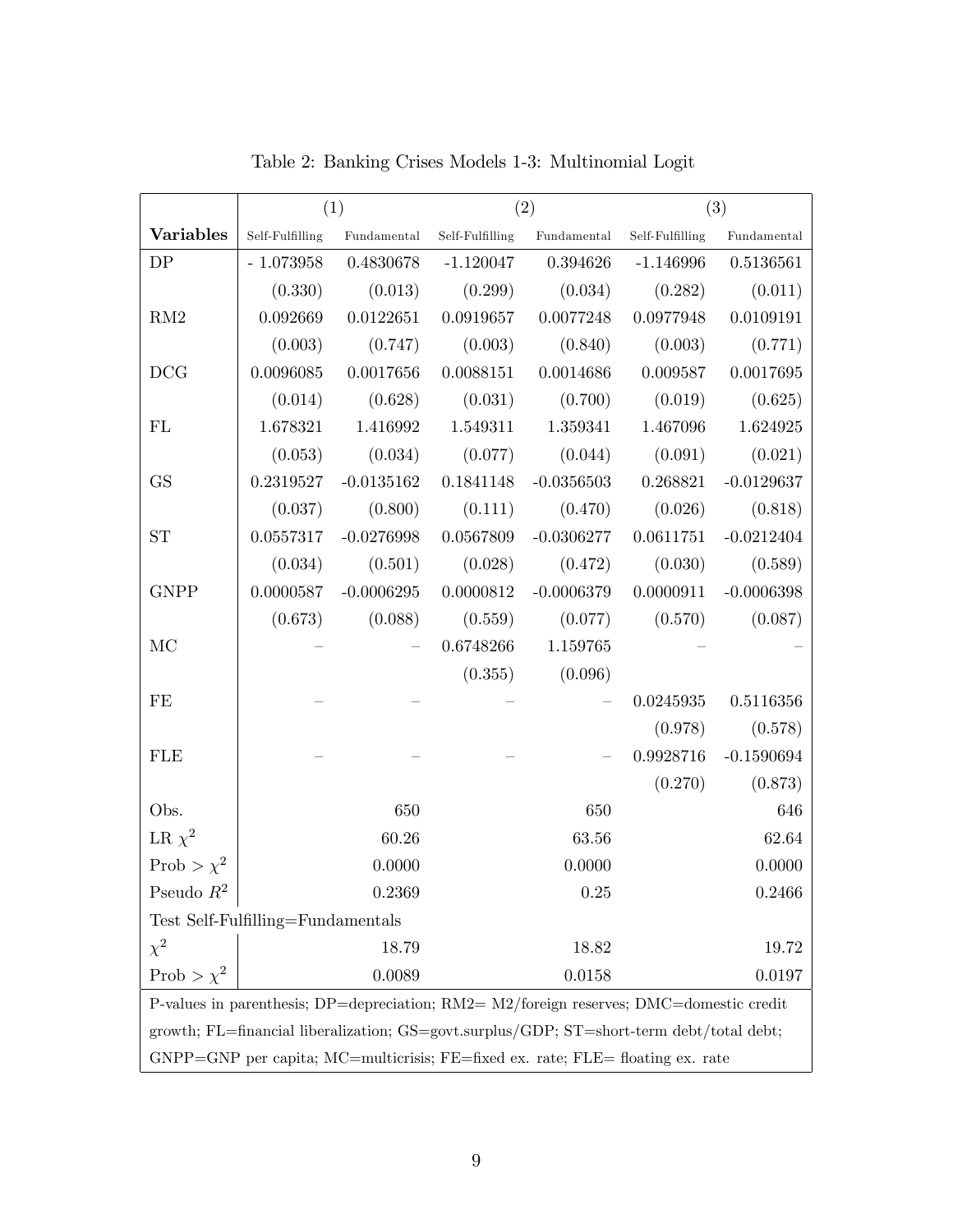Table 2: Banking Crises Models 1-3: Multinomial Logit

| | (1) | | (2) | | (3) | |
|---|---|---|---|---|---|---|
| **Variables** | Self-Fulfilling | Fundamental | Self-Fulfilling | Fundamental | Self-Fulfilling | Fundamental |
| DP | - 1.073958 | 0.4830678 | -1.120047 | 0.394626 | -1.146996 | 0.5136561 |
| | (0.330) | (0.013) | (0.299) | (0.034) | (0.282) | (0.011) |
| RM2 | 0.092669 | 0.0122651 | 0.0919657 | 0.0077248 | 0.0977948 | 0.0109191 |
| | (0.003) | (0.747) | (0.003) | (0.840) | (0.003) | (0.771) |
| DCG | 0.0096085 | 0.0017656 | 0.0088151 | 0.0014686 | 0.009587 | 0.0017695 |
| | (0.014) | (0.628) | (0.031) | (0.700) | (0.019) | (0.625) |
| FL | 1.678321 | 1.416992 | 1.549311 | 1.359341 | 1.467096 | 1.624925 |
| | (0.053) | (0.034) | (0.077) | (0.044) | (0.091) | (0.021) |
| GS | 0.2319527 | -0.0135162 | 0.1841148 | -0.0356503 | 0.268821 | -0.0129637 |
| | (0.037) | (0.800) | (0.111) | (0.470) | (0.026) | (0.818) |
| ST | 0.0557317 | -0.0276998 | 0.0567809 | -0.0306277 | 0.0611751 | -0.0212404 |
| | (0.034) | (0.501) | (0.028) | (0.472) | (0.030) | (0.589) |
| GNPP | 0.0000587 | -0.0006295 | 0.0000812 | -0.0006379 | 0.0000911 | -0.0006398 |
| | (0.673) | (0.088) | (0.559) | (0.077) | (0.570) | (0.087) |
| MC | – | – | 0.6748266 | 1.159765 | – | – |
| | | | (0.355) | (0.096) | | |
| FE | – | – | – | – | 0.0245935 | 0.5116356 |
| | | | | | (0.978) | (0.578) |
| FLE | – | – | – | – | 0.9928716 | -0.1590694 |
| | | | | | (0.270) | (0.873) |
| Obs. | | 650 | | 650 | | 646 |
| LR $\chi^2$ | | 60.26 | | 63.56 | | 62.64 |
| Prob $> \chi^2$ | | 0.0000 | | 0.0000 | | 0.0000 |
| Pseudo $R^2$ | | 0.2369 | | 0.25 | | 0.2466 |
| Test Self-Fulfilling=Fundamentals | | | | | | |
| $\chi^2$ | | 18.79 | | 18.82 | | 19.72 |
| Prob $> \chi^2$ | | 0.0089 | | 0.0158 | | 0.0197 |

P-values in parenthesis; DP=depreciation; RM2= M2/foreign reserves; DMC=domestic credit growth; FL=financial liberalization; GS=govt.surplus/GDP; ST=short-term debt/total debt; GNPP=GNP per capita; MC=multicrisis; FE=fixed ex. rate; FLE= floating ex. rate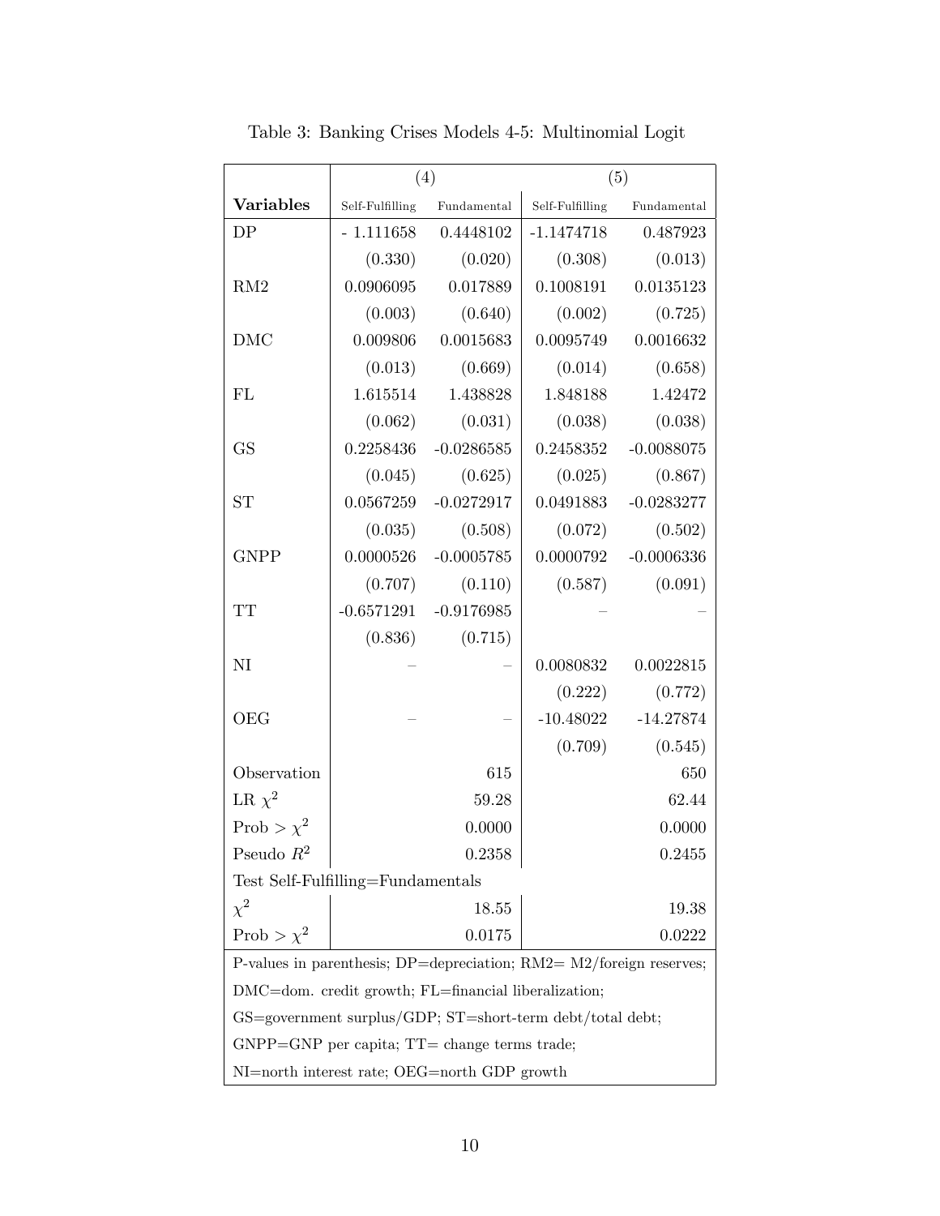Table 3: Banking Crises Models 4-5: Multinomial Logit

| | (4) | | (5) | |
|---|---|---|---|---|
| **Variables** | Self-Fulfilling | Fundamental | Self-Fulfilling | Fundamental |
| DP | - 1.111658 | 0.4448102 | -1.1474718 | 0.487923 |
| | (0.330) | (0.020) | (0.308) | (0.013) |
| RM2 | 0.0906095 | 0.017889 | 0.1008191 | 0.0135123 |
| | (0.003) | (0.640) | (0.002) | (0.725) |
| DMC | 0.009806 | 0.0015683 | 0.0095749 | 0.0016632 |
| | (0.013) | (0.669) | (0.014) | (0.658) |
| FL | 1.615514 | 1.438828 | 1.848188 | 1.42472 |
| | (0.062) | (0.031) | (0.038) | (0.038) |
| GS | 0.2258436 | -0.0286585 | 0.2458352 | -0.0088075 |
| | (0.045) | (0.625) | (0.025) | (0.867) |
| ST | 0.0567259 | -0.0272917 | 0.0491883 | -0.0283277 |
| | (0.035) | (0.508) | (0.072) | (0.502) |
| GNPP | 0.0000526 | -0.0005785 | 0.0000792 | -0.0006336 |
| | (0.707) | (0.110) | (0.587) | (0.091) |
| TT | -0.6571291 | -0.9176985 | – | – |
| | (0.836) | (0.715) | | |
| NI | – | – | 0.0080832 | 0.0022815 |
| | | | (0.222) | (0.772) |
| OEG | – | – | -10.48022 | -14.27874 |
| | | | (0.709) | (0.545) |
| Observation | | 615 | | 650 |
| LR $\chi^2$ | | 59.28 | | 62.44 |
| Prob $> \chi^2$ | | 0.0000 | | 0.0000 |
| Pseudo $R^2$ | | 0.2358 | | 0.2455 |
| Test Self-Fulfilling=Fundamentals | | | | |
| $\chi^2$ | | 18.55 | | 19.38 |
| Prob $> \chi^2$ | | 0.0175 | | 0.0222 |

P-values in parenthesis; DP=depreciation; RM2= M2/foreign reserves; DMC=dom. credit growth; FL=financial liberalization; GS=government surplus/GDP; ST=short-term debt/total debt; GNPP=GNP per capita; TT= change terms trade; NI=north interest rate; OEG=north GDP growth